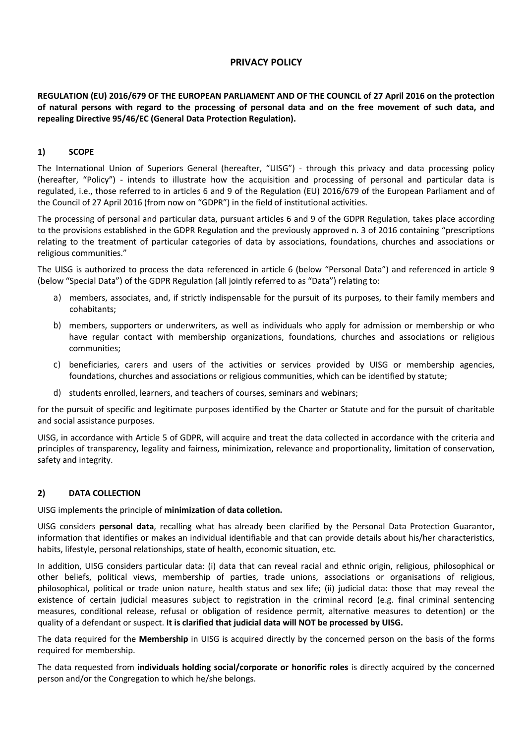# PRIVACY POLICY

**REGULATION (EU) 2016/679 OF THE EUROPEAN PARLIAMENT AND OF THE COUNCIL of 27 April 2016 on the protection of natural persons with regard to the processing of personal data and on the free movement of such data, and repealing Directive 95/46/EC (General Data Protection Regulation).**

## 1) SCOPE

The International Union of Superiors General (hereafter, "UISG") - through this privacy and data processing policy (hereafter, "Policy") - intends to illustrate how the acquisition and processing of personal and particular data is regulated, i.e., those referred to in articles 6 and 9 of the Regulation (EU) 2016/679 of the European Parliament and of the Council of 27 April 2016 (from now on "GDPR") in the field of institutional activities.

The processing of personal and particular data, pursuant articles 6 and 9 of the GDPR Regulation, takes place according to the provisions established in the GDPR Regulation and the previously approved n. 3 of 2016 containing "prescriptions relating to the treatment of particular categories of data by associations, foundations, churches and associations or religious communities."

The UISG is authorized to process the data referenced in article 6 (below "Personal Data") and referenced in article 9 (below "Special Data") of the GDPR Regulation (all jointly referred to as "Data") relating to:

a) members, associates, and, if strictly indispensable for the pursuit of its purposes, to their family members and cohabitants;

b) members, supporters or underwriters, as well as individuals who apply for admission or membership or who have regular contact with membership organizations, foundations, churches and associations or religious communities;

c) beneficiaries, carers and users of the activities or services provided by UISG or membership agencies, foundations, churches and associations or religious communities, which can be identified by statute;

d) students enrolled, learners, and teachers of courses, seminars and webinars;

for the pursuit of specific and legitimate purposes identified by the Charter or Statute and for the pursuit of charitable and social assistance purposes.

UISG, in accordance with Article 5 of GDPR, will acquire and treat the data collected in accordance with the criteria and principles of transparency, legality and fairness, minimization, relevance and proportionality, limitation of conservation, safety and integrity.

## 2) DATA COLLECTION

UISG implements the principle of **minimization** of **data colletion.**

UISG considers **personal data**, recalling what has already been clarified by the Personal Data Protection Guarantor, information that identifies or makes an individual identifiable and that can provide details about his/her characteristics, habits, lifestyle, personal relationships, state of health, economic situation, etc.

In addition, UISG considers particular data: (i) data that can reveal racial and ethnic origin, religious, philosophical or other beliefs, political views, membership of parties, trade unions, associations or organisations of religious, philosophical, political or trade union nature, health status and sex life; (ii) judicial data: those that may reveal the existence of certain judicial measures subject to registration in the criminal record (e.g. final criminal sentencing measures, conditional release, refusal or obligation of residence permit, alternative measures to detention) or the quality of a defendant or suspect. **It is clarified that judicial data will NOT be processed by UISG.**

The data required for the **Membership** in UISG is acquired directly by the concerned person on the basis of the forms required for membership.

The data requested from **individuals holding social/corporate or honorific roles** is directly acquired by the concerned person and/or the Congregation to which he/she belongs.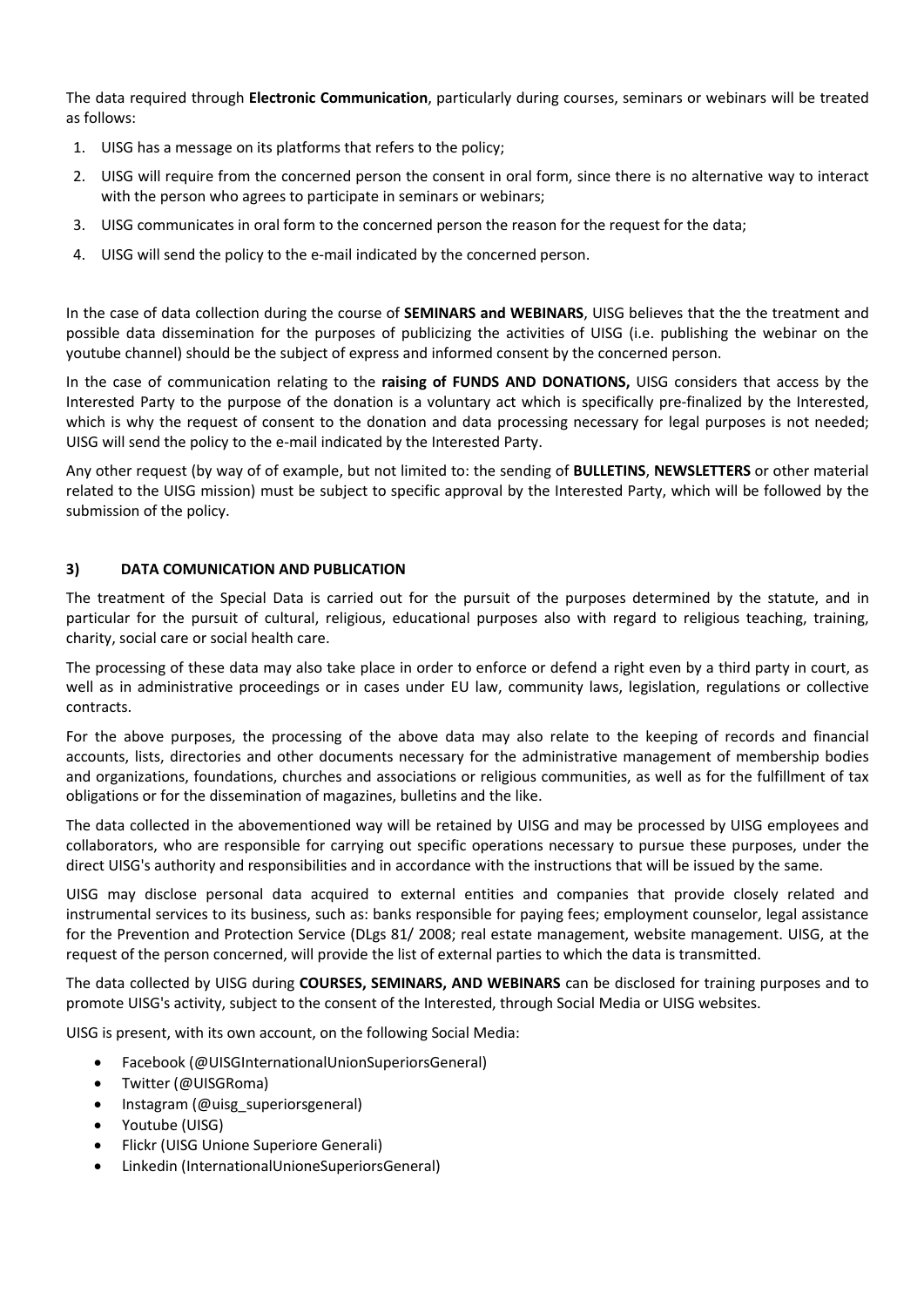The data required through **Electronic Communication**, particularly during courses, seminars or webinars will be treated as follows:

1. UISG has a message on its platforms that refers to the policy;
2. UISG will require from the concerned person the consent in oral form, since there is no alternative way to interact with the person who agrees to participate in seminars or webinars;
3. UISG communicates in oral form to the concerned person the reason for the request for the data;
4. UISG will send the policy to the e-mail indicated by the concerned person.

In the case of data collection during the course of **SEMINARS and WEBINARS**, UISG believes that the the treatment and possible data dissemination for the purposes of publicizing the activities of UISG (i.e. publishing the webinar on the youtube channel) should be the subject of express and informed consent by the concerned person.

In the case of communication relating to the **raising of FUNDS AND DONATIONS,** UISG considers that access by the Interested Party to the purpose of the donation is a voluntary act which is specifically pre-finalized by the Interested, which is why the request of consent to the donation and data processing necessary for legal purposes is not needed; UISG will send the policy to the e-mail indicated by the Interested Party.

Any other request (by way of of example, but not limited to: the sending of **BULLETINS**, **NEWSLETTERS** or other material related to the UISG mission) must be subject to specific approval by the Interested Party, which will be followed by the submission of the policy.

### 3) DATA COMUNICATION AND PUBLICATION

The treatment of the Special Data is carried out for the pursuit of the purposes determined by the statute, and in particular for the pursuit of cultural, religious, educational purposes also with regard to religious teaching, training, charity, social care or social health care.

The processing of these data may also take place in order to enforce or defend a right even by a third party in court, as well as in administrative proceedings or in cases under EU law, community laws, legislation, regulations or collective contracts.

For the above purposes, the processing of the above data may also relate to the keeping of records and financial accounts, lists, directories and other documents necessary for the administrative management of membership bodies and organizations, foundations, churches and associations or religious communities, as well as for the fulfillment of tax obligations or for the dissemination of magazines, bulletins and the like.

The data collected in the abovementioned way will be retained by UISG and may be processed by UISG employees and collaborators, who are responsible for carrying out specific operations necessary to pursue these purposes, under the direct UISG's authority and responsibilities and in accordance with the instructions that will be issued by the same.

UISG may disclose personal data acquired to external entities and companies that provide closely related and instrumental services to its business, such as: banks responsible for paying fees; employment counselor, legal assistance for the Prevention and Protection Service (DLgs 81/ 2008; real estate management, website management. UISG, at the request of the person concerned, will provide the list of external parties to which the data is transmitted.

The data collected by UISG during **COURSES, SEMINARS, AND WEBINARS** can be disclosed for training purposes and to promote UISG's activity, subject to the consent of the Interested, through Social Media or UISG websites.

UISG is present, with its own account, on the following Social Media:

- Facebook (@UISGInternationalUnionSuperiorsGeneral)
- Twitter (@UISGRoma)
- Instagram (@uisg_superiorsgeneral)
- Youtube (UISG)
- Flickr (UISG Unione Superiore Generali)
- Linkedin (InternationalUnioneSuperiorsGeneral)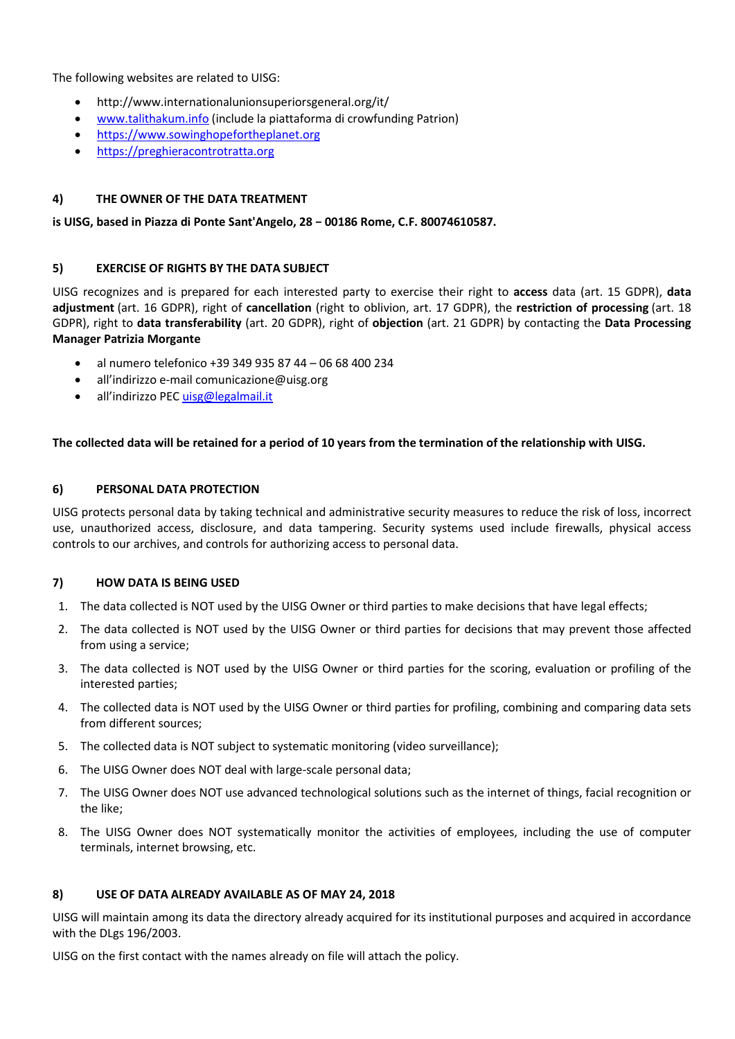The following websites are related to UISG:

- http://www.internationalunionsuperiorsgeneral.org/it/
- www.talithakum.info (include la piattaforma di crowfunding Patrion)
- https://www.sowinghopefortheplanet.org
- https://preghieracontrotratta.org

## 4) THE OWNER OF THE DATA TREATMENT

**is UISG, based in Piazza di Ponte Sant'Angelo, 28 – 00186 Rome, C.F. 80074610587.**

## 5) EXERCISE OF RIGHTS BY THE DATA SUBJECT

UISG recognizes and is prepared for each interested party to exercise their right to **access** data (art. 15 GDPR), **data adjustment** (art. 16 GDPR), right of **cancellation** (right to oblivion, art. 17 GDPR), the **restriction of processing** (art. 18 GDPR), right to **data transferability** (art. 20 GDPR), right of **objection** (art. 21 GDPR) by contacting the **Data Processing Manager Patrizia Morgante**

- al numero telefonico +39 349 935 87 44 – 06 68 400 234
- all'indirizzo e-mail comunicazione@uisg.org
- all'indirizzo PEC uisg@legalmail.it

**The collected data will be retained for a period of 10 years from the termination of the relationship with UISG.**

## 6) PERSONAL DATA PROTECTION

UISG protects personal data by taking technical and administrative security measures to reduce the risk of loss, incorrect use, unauthorized access, disclosure, and data tampering. Security systems used include firewalls, physical access controls to our archives, and controls for authorizing access to personal data.

## 7) HOW DATA IS BEING USED

1. The data collected is NOT used by the UISG Owner or third parties to make decisions that have legal effects;
2. The data collected is NOT used by the UISG Owner or third parties for decisions that may prevent those affected from using a service;
3. The data collected is NOT used by the UISG Owner or third parties for the scoring, evaluation or profiling of the interested parties;
4. The collected data is NOT used by the UISG Owner or third parties for profiling, combining and comparing data sets from different sources;
5. The collected data is NOT subject to systematic monitoring (video surveillance);
6. The UISG Owner does NOT deal with large-scale personal data;
7. The UISG Owner does NOT use advanced technological solutions such as the internet of things, facial recognition or the like;
8. The UISG Owner does NOT systematically monitor the activities of employees, including the use of computer terminals, internet browsing, etc.

## 8) USE OF DATA ALREADY AVAILABLE AS OF MAY 24, 2018

UISG will maintain among its data the directory already acquired for its institutional purposes and acquired in accordance with the DLgs 196/2003.

UISG on the first contact with the names already on file will attach the policy.